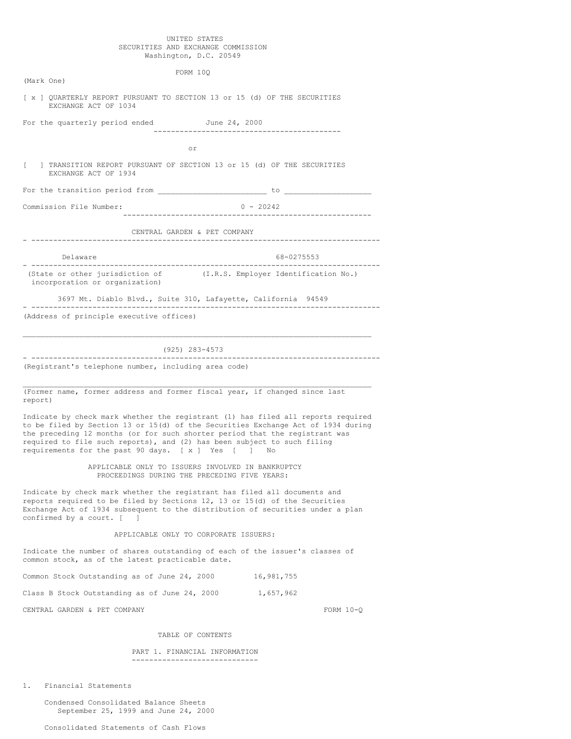UNITED STATES
SECURITIES AND EXCHANGE COMMISSION
Washington, D.C. 20549

FORM 10Q

(Mark One)

[ x ] QUARTERLY REPORT PURSUANT TO SECTION 13 or 15 (d) OF THE SECURITIES EXCHANGE ACT OF 1034

For the quarterly period ended June 24, 2000

or

[ ] TRANSITION REPORT PURSUANT OF SECTION 13 or 15 (d) OF THE SECURITIES EXCHANGE ACT OF 1934

For the transition period from ________________________ to ___________________

Commission File Number: 0 - 20242

CENTRAL GARDEN & PET COMPANY

| Delaware | 68-0275553 |
|---|---|
| (State or other jurisdiction of incorporation or organization) | (I.R.S. Employer Identification No.) |

3697 Mt. Diablo Blvd., Suite 310, Lafayette, California 94549

(Address of principle executive offices)

(925) 283-4573

(Registrant's telephone number, including area code)

(Former name, former address and former fiscal year, if changed since last report)

Indicate by check mark whether the registrant (1) has filed all reports required to be filed by Section 13 or 15(d) of the Securities Exchange Act of 1934 during the preceding 12 months (or for such shorter period that the registrant was required to file such reports), and (2) has been subject to such filing requirements for the past 90 days. [ x ] Yes [ ] No

APPLICABLE ONLY TO ISSUERS INVOLVED IN BANKRUPTCY PROCEEDINGS DURING THE PRECEDING FIVE YEARS:

Indicate by check mark whether the registrant has filed all documents and reports required to be filed by Sections 12, 13 or 15(d) of the Securities Exchange Act of 1934 subsequent to the distribution of securities under a plan confirmed by a court. [ ]

APPLICABLE ONLY TO CORPORATE ISSUERS:

Indicate the number of shares outstanding of each of the issuer's classes of common stock, as of the latest practicable date.

Common Stock Outstanding as of June 24, 2000 16,981,755

Class B Stock Outstanding as of June 24, 2000 1,657,962

CENTRAL GARDEN & PET COMPANY FORM 10-Q

TABLE OF CONTENTS

PART 1. FINANCIAL INFORMATION

1. Financial Statements

   Condensed Consolidated Balance Sheets
   September 25, 1999 and June 24, 2000

   Consolidated Statements of Cash Flows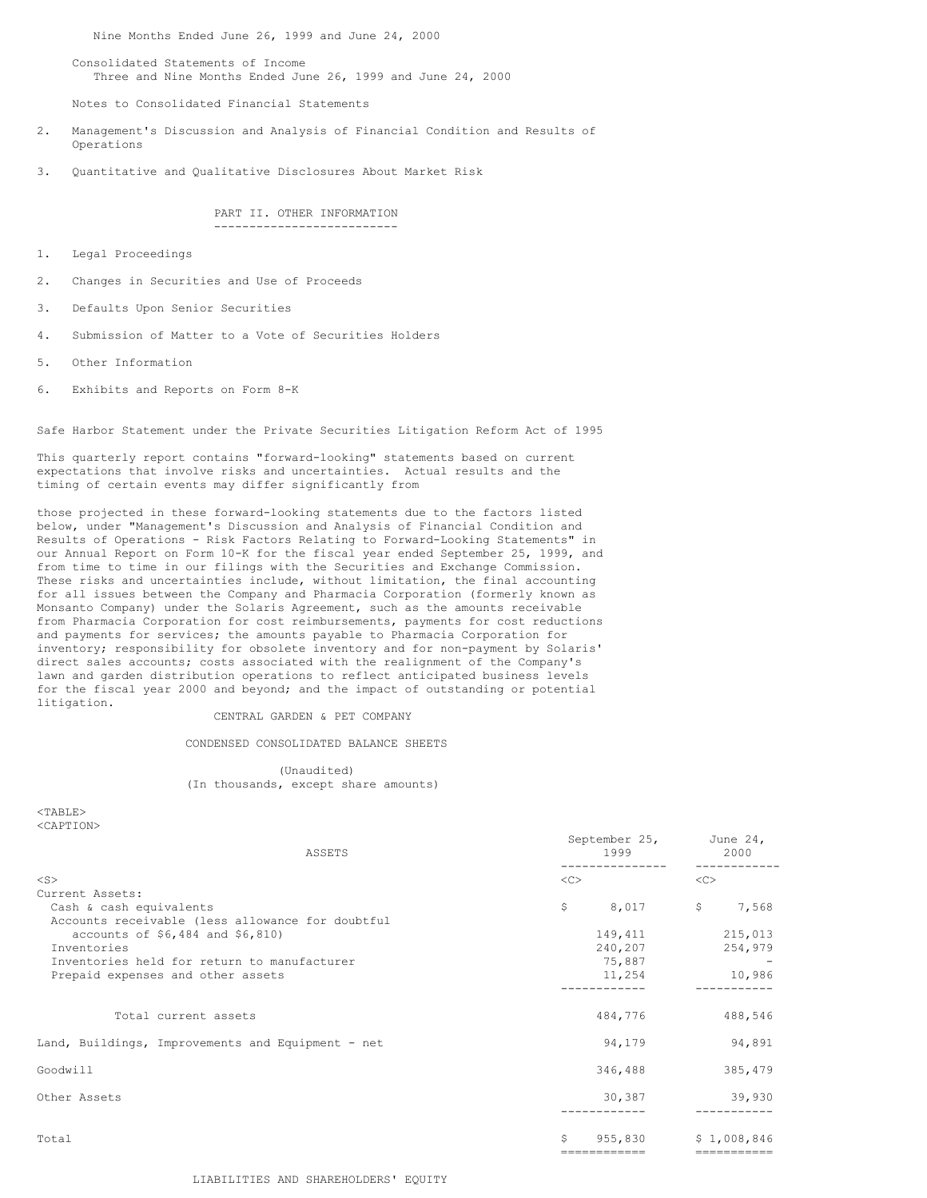Nine Months Ended June 26, 1999 and June 24, 2000

Consolidated Statements of Income
Three and Nine Months Ended June 26, 1999 and June 24, 2000

Notes to Consolidated Financial Statements

2. Management's Discussion and Analysis of Financial Condition and Results of Operations

3. Quantitative and Qualitative Disclosures About Market Risk

PART II. OTHER INFORMATION

1. Legal Proceedings

2. Changes in Securities and Use of Proceeds

3. Defaults Upon Senior Securities

4. Submission of Matter to a Vote of Securities Holders

5. Other Information

6. Exhibits and Reports on Form 8-K

Safe Harbor Statement under the Private Securities Litigation Reform Act of 1995

This quarterly report contains "forward-looking" statements based on current expectations that involve risks and uncertainties. Actual results and the timing of certain events may differ significantly from those projected in these forward-looking statements due to the factors listed below, under "Management's Discussion and Analysis of Financial Condition and Results of Operations - Risk Factors Relating to Forward-Looking Statements" in our Annual Report on Form 10-K for the fiscal year ended September 25, 1999, and from time to time in our filings with the Securities and Exchange Commission. These risks and uncertainties include, without limitation, the final accounting for all issues between the Company and Pharmacia Corporation (formerly known as Monsanto Company) under the Solaris Agreement, such as the amounts receivable from Pharmacia Corporation for cost reimbursements, payments for cost reductions and payments for services; the amounts payable to Pharmacia Corporation for inventory; responsibility for obsolete inventory and for non-payment by Solaris' direct sales accounts; costs associated with the realignment of the Company's lawn and garden distribution operations to reflect anticipated business levels for the fiscal year 2000 and beyond; and the impact of outstanding or potential litigation.

CENTRAL GARDEN & PET COMPANY

CONDENSED CONSOLIDATED BALANCE SHEETS

(Unaudited)
(In thousands, except share amounts)

| ASSETS | September 25, 1999 | June 24, 2000 |
|---|---|---|
| Current Assets: | | |
| Cash & cash equivalents | $ 8,017 | $ 7,568 |
| Accounts receivable (less allowance for doubtful accounts of $6,484 and $6,810) | 149,411 | 215,013 |
| Inventories | 240,207 | 254,979 |
| Inventories held for return to manufacturer | 75,887 | - |
| Prepaid expenses and other assets | 11,254 | 10,986 |
| Total current assets | 484,776 | 488,546 |
| Land, Buildings, Improvements and Equipment - net | 94,179 | 94,891 |
| Goodwill | 346,488 | 385,479 |
| Other Assets | 30,387 | 39,930 |
| Total | $ 955,830 | $ 1,008,846 |

LIABILITIES AND SHAREHOLDERS' EQUITY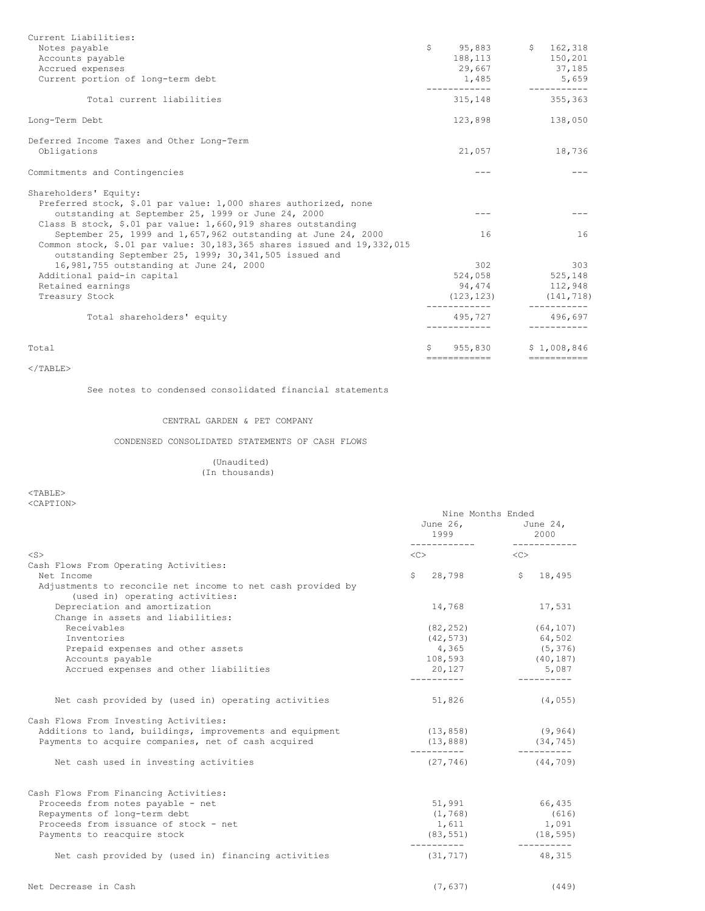| | | |
|---|---|---|
| Current Liabilities: | | |
| Notes payable | $ 95,883 | $ 162,318 |
| Accounts payable | 188,113 | 150,201 |
| Accrued expenses | 29,667 | 37,185 |
| Current portion of long-term debt | 1,485 | 5,659 |
| Total current liabilities | 315,148 | 355,363 |
| Long-Term Debt | 123,898 | 138,050 |
| Deferred Income Taxes and Other Long-Term Obligations | 21,057 | 18,736 |
| Commitments and Contingencies | --- | --- |
| Shareholders' Equity: | | |
| Preferred stock, $.01 par value: 1,000 shares authorized, none outstanding at September 25, 1999 or June 24, 2000 | --- | --- |
| Class B stock, $.01 par value: 1,660,919 shares outstanding September 25, 1999 and 1,657,962 outstanding at June 24, 2000 | 16 | 16 |
| Common stock, $.01 par value: 30,183,365 shares issued and 19,332,015 outstanding September 25, 1999; 30,341,505 issued and 16,981,755 outstanding at June 24, 2000 | 302 | 303 |
| Additional paid-in capital | 524,058 | 525,148 |
| Retained earnings | 94,474 | 112,948 |
| Treasury Stock | (123,123) | (141,718) |
| Total shareholders' equity | 495,727 | 496,697 |
| Total | $ 955,830 | $ 1,008,846 |

See notes to condensed consolidated financial statements

CENTRAL GARDEN & PET COMPANY

CONDENSED CONSOLIDATED STATEMENTS OF CASH FLOWS

(Unaudited)
(In thousands)

| | Nine Months Ended | |
|---|---|---|
| | June 26, 1999 | June 24, 2000 |
| Cash Flows From Operating Activities: | | |
| Net Income | $ 28,798 | $ 18,495 |
| Adjustments to reconcile net income to net cash provided by (used in) operating activities: | | |
| Depreciation and amortization | 14,768 | 17,531 |
| Change in assets and liabilities: | | |
| Receivables | (82,252) | (64,107) |
| Inventories | (42,573) | 64,502 |
| Prepaid expenses and other assets | 4,365 | (5,376) |
| Accounts payable | 108,593 | (40,187) |
| Accrued expenses and other liabilities | 20,127 | 5,087 |
| Net cash provided by (used in) operating activities | 51,826 | (4,055) |
| Cash Flows From Investing Activities: | | |
| Additions to land, buildings, improvements and equipment | (13,858) | (9,964) |
| Payments to acquire companies, net of cash acquired | (13,888) | (34,745) |
| Net cash used in investing activities | (27,746) | (44,709) |
| Cash Flows From Financing Activities: | | |
| Proceeds from notes payable - net | 51,991 | 66,435 |
| Repayments of long-term debt | (1,768) | (616) |
| Proceeds from issuance of stock - net | 1,611 | 1,091 |
| Payments to reacquire stock | (83,551) | (18,595) |
| Net cash provided by (used in) financing activities | (31,717) | 48,315 |
| Net Decrease in Cash | (7,637) | (449) |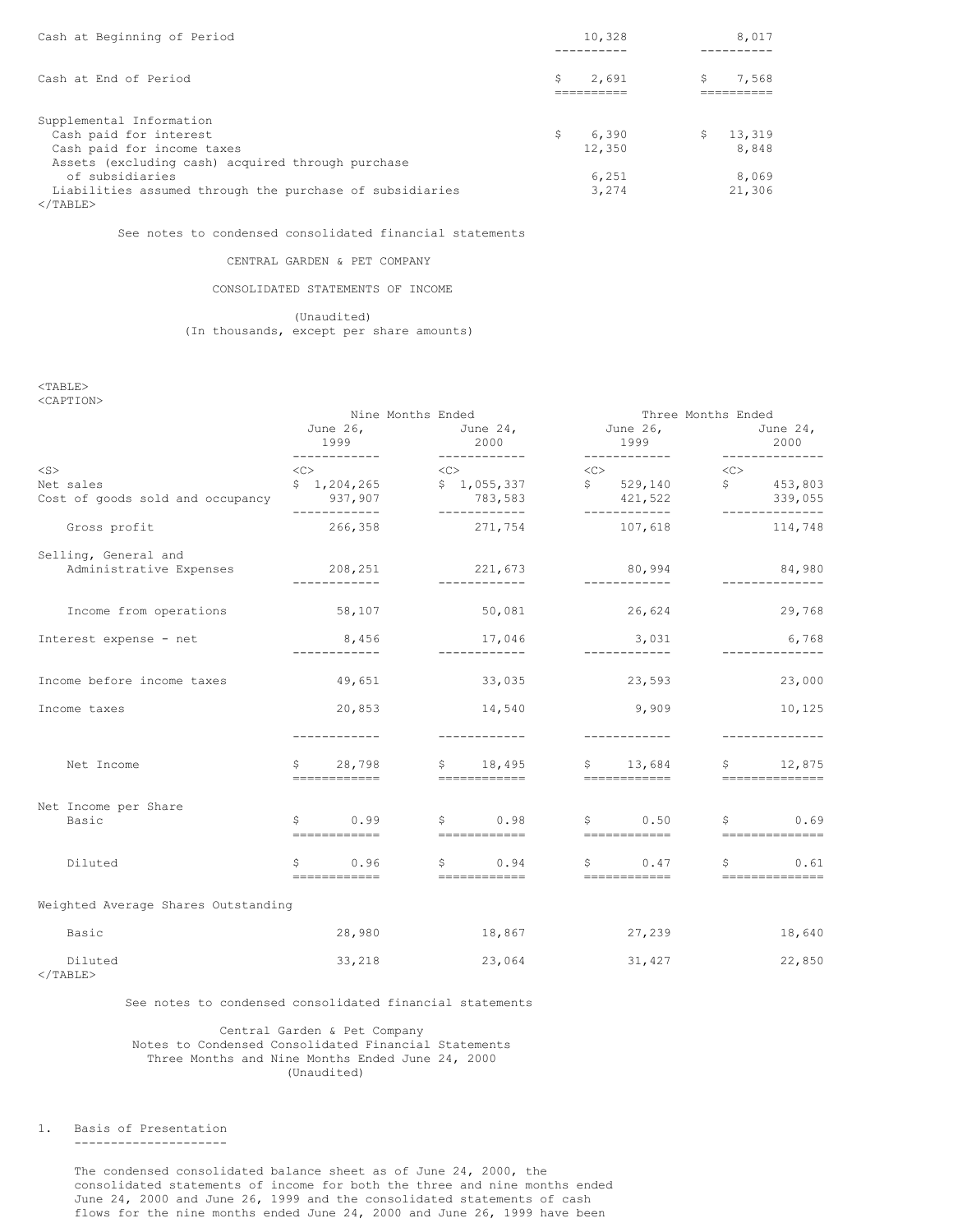| | | |
|---|---|---|
| Cash at Beginning of Period | 10,328 | 8,017 |
| Cash at End of Period | $ 2,691 | $ 7,568 |
| Supplemental Information | | |
| Cash paid for interest | $ 6,390 | $ 13,319 |
| Cash paid for income taxes | 12,350 | 8,848 |
| Assets (excluding cash) acquired through purchase of subsidiaries | 6,251 | 8,069 |
| Liabilities assumed through the purchase of subsidiaries | 3,274 | 21,306 |

See notes to condensed consolidated financial statements

CENTRAL GARDEN & PET COMPANY

CONSOLIDATED STATEMENTS OF INCOME

(Unaudited)
(In thousands, except per share amounts)

| | Nine Months Ended | | Three Months Ended | |
|---|---|---|---|---|
| | June 26, 1999 | June 24, 2000 | June 26, 1999 | June 24, 2000 |
| Net sales | $ 1,204,265 | $ 1,055,337 | $ 529,140 | $ 453,803 |
| Cost of goods sold and occupancy | 937,907 | 783,583 | 421,522 | 339,055 |
| Gross profit | 266,358 | 271,754 | 107,618 | 114,748 |
| Selling, General and Administrative Expenses | 208,251 | 221,673 | 80,994 | 84,980 |
| Income from operations | 58,107 | 50,081 | 26,624 | 29,768 |
| Interest expense - net | 8,456 | 17,046 | 3,031 | 6,768 |
| Income before income taxes | 49,651 | 33,035 | 23,593 | 23,000 |
| Income taxes | 20,853 | 14,540 | 9,909 | 10,125 |
| Net Income | $ 28,798 | $ 18,495 | $ 13,684 | $ 12,875 |
| Net Income per Share | | | | |
| Basic | $ 0.99 | $ 0.98 | $ 0.50 | $ 0.69 |
| Diluted | $ 0.96 | $ 0.94 | $ 0.47 | $ 0.61 |
| Weighted Average Shares Outstanding | | | | |
| Basic | 28,980 | 18,867 | 27,239 | 18,640 |
| Diluted | 33,218 | 23,064 | 31,427 | 22,850 |

See notes to condensed consolidated financial statements

Central Garden & Pet Company
Notes to Condensed Consolidated Financial Statements
Three Months and Nine Months Ended June 24, 2000
(Unaudited)

1. Basis of Presentation

The condensed consolidated balance sheet as of June 24, 2000, the consolidated statements of income for both the three and nine months ended June 24, 2000 and June 26, 1999 and the consolidated statements of cash flows for the nine months ended June 24, 2000 and June 26, 1999 have been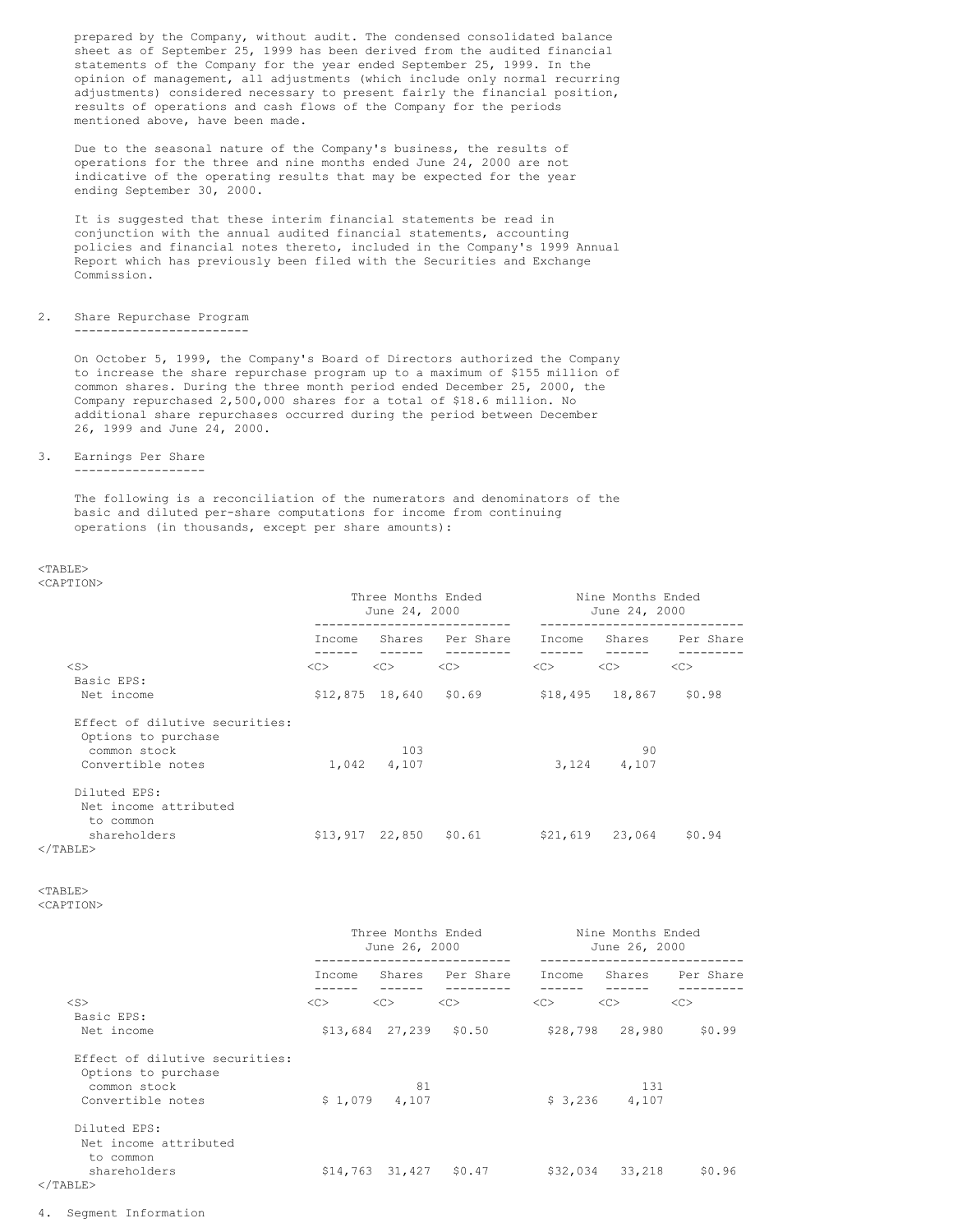prepared by the Company, without audit. The condensed consolidated balance sheet as of September 25, 1999 has been derived from the audited financial statements of the Company for the year ended September 25, 1999. In the opinion of management, all adjustments (which include only normal recurring adjustments) considered necessary to present fairly the financial position, results of operations and cash flows of the Company for the periods mentioned above, have been made.

Due to the seasonal nature of the Company's business, the results of operations for the three and nine months ended June 24, 2000 are not indicative of the operating results that may be expected for the year ending September 30, 2000.

It is suggested that these interim financial statements be read in conjunction with the annual audited financial statements, accounting policies and financial notes thereto, included in the Company's 1999 Annual Report which has previously been filed with the Securities and Exchange Commission.

## 2. Share Repurchase Program

On October 5, 1999, the Company's Board of Directors authorized the Company to increase the share repurchase program up to a maximum of $155 million of common shares. During the three month period ended December 25, 2000, the Company repurchased 2,500,000 shares for a total of $18.6 million. No additional share repurchases occurred during the period between December 26, 1999 and June 24, 2000.

## 3. Earnings Per Share

The following is a reconciliation of the numerators and denominators of the basic and diluted per-share computations for income from continuing operations (in thousands, except per share amounts):

| | Three Months Ended June 24, 2000 | | | Nine Months Ended June 24, 2000 | | |
|---|---|---|---|---|---|---|
| | Income | Shares | Per Share | Income | Shares | Per Share |
| Basic EPS: | | | | | | |
| Net income | $12,875 | 18,640 | $0.69 | $18,495 | 18,867 | $0.98 |
| Effect of dilutive securities: | | | | | | |
| Options to purchase common stock | | 103 | | | 90 | |
| Convertible notes | 1,042 | 4,107 | | 3,124 | 4,107 | |
| Diluted EPS: | | | | | | |
| Net income attributed to common shareholders | $13,917 | 22,850 | $0.61 | $21,619 | 23,064 | $0.94 |

| | Three Months Ended June 26, 2000 | | | Nine Months Ended June 26, 2000 | | |
|---|---|---|---|---|---|---|
| | Income | Shares | Per Share | Income | Shares | Per Share |
| Basic EPS: | | | | | | |
| Net income | $13,684 | 27,239 | $0.50 | $28,798 | 28,980 | $0.99 |
| Effect of dilutive securities: | | | | | | |
| Options to purchase common stock | | 81 | | | 131 | |
| Convertible notes | $ 1,079 | 4,107 | | $ 3,236 | 4,107 | |
| Diluted EPS: | | | | | | |
| Net income attributed to common shareholders | $14,763 | 31,427 | $0.47 | $32,034 | 33,218 | $0.96 |

## 4. Segment Information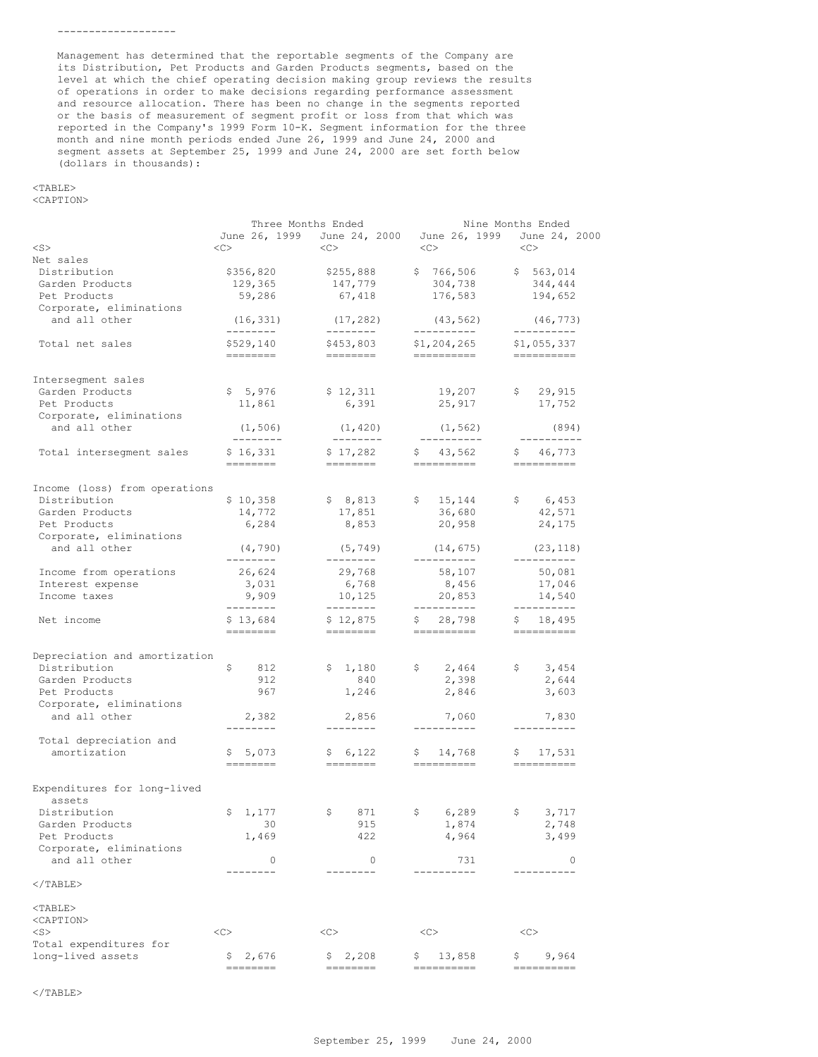-------------------

Management has determined that the reportable segments of the Company are its Distribution, Pet Products and Garden Products segments, based on the level at which the chief operating decision making group reviews the results of operations in order to make decisions regarding performance assessment and resource allocation. There has been no change in the segments reported or the basis of measurement of segment profit or loss from that which was reported in the Company's 1999 Form 10-K. Segment information for the three month and nine month periods ended June 26, 1999 and June 24, 2000 and segment assets at September 25, 1999 and June 24, 2000 are set forth below (dollars in thousands):

| | Three Months Ended | | Nine Months Ended | |
|---|---|---|---|---|
| | June 26, 1999 | June 24, 2000 | June 26, 1999 | June 24, 2000 |
| **Net sales** | | | | |
| Distribution | $356,820 | $255,888 | $ 766,506 | $ 563,014 |
| Garden Products | 129,365 | 147,779 | 304,738 | 344,444 |
| Pet Products | 59,286 | 67,418 | 176,583 | 194,652 |
| Corporate, eliminations and all other | (16,331) | (17,282) | (43,562) | (46,773) |
| Total net sales | $529,140 | $453,803 | $1,204,265 | $1,055,337 |
| **Intersegment sales** | | | | |
| Garden Products | $ 5,976 | $ 12,311 | 19,207 | $ 29,915 |
| Pet Products | 11,861 | 6,391 | 25,917 | 17,752 |
| Corporate, eliminations and all other | (1,506) | (1,420) | (1,562) | (894) |
| Total intersegment sales | $ 16,331 | $ 17,282 | $ 43,562 | $ 46,773 |
| **Income (loss) from operations** | | | | |
| Distribution | $ 10,358 | $ 8,813 | $ 15,144 | $ 6,453 |
| Garden Products | 14,772 | 17,851 | 36,680 | 42,571 |
| Pet Products | 6,284 | 8,853 | 20,958 | 24,175 |
| Corporate, eliminations and all other | (4,790) | (5,749) | (14,675) | (23,118) |
| Income from operations | 26,624 | 29,768 | 58,107 | 50,081 |
| Interest expense | 3,031 | 6,768 | 8,456 | 17,046 |
| Income taxes | 9,909 | 10,125 | 20,853 | 14,540 |
| Net income | $ 13,684 | $ 12,875 | $ 28,798 | $ 18,495 |
| **Depreciation and amortization** | | | | |
| Distribution | $ 812 | $ 1,180 | $ 2,464 | $ 3,454 |
| Garden Products | 912 | 840 | 2,398 | 2,644 |
| Pet Products | 967 | 1,246 | 2,846 | 3,603 |
| Corporate, eliminations and all other | 2,382 | 2,856 | 7,060 | 7,830 |
| Total depreciation and amortization | $ 5,073 | $ 6,122 | $ 14,768 | $ 17,531 |
| **Expenditures for long-lived assets** | | | | |
| Distribution | $ 1,177 | $ 871 | $ 6,289 | $ 3,717 |
| Garden Products | 30 | 915 | 1,874 | 2,748 |
| Pet Products | 1,469 | 422 | 4,964 | 3,499 |
| Corporate, eliminations and all other | 0 | 0 | 731 | 0 |
| Total expenditures for long-lived assets | $ 2,676 | $ 2,208 | $ 13,858 | $ 9,964 |

| September 25, 1999 | June 24, 2000 |
|---|---|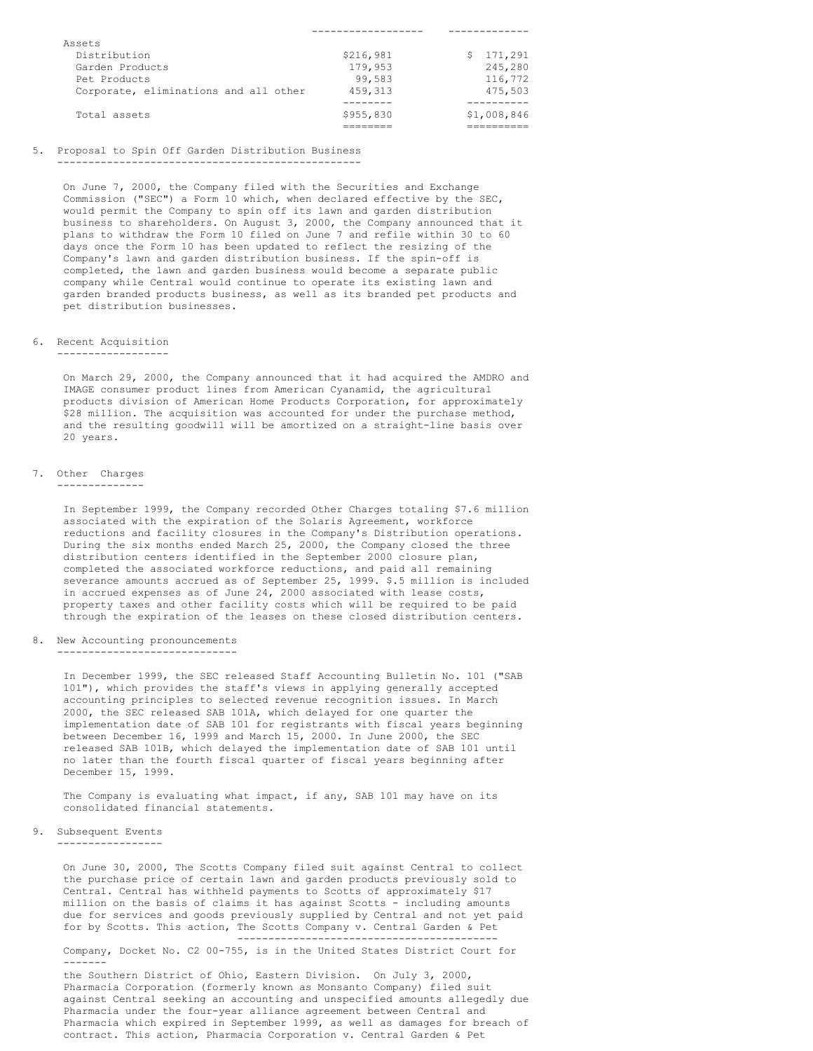| | | |
|---|---|---|
| Assets | | |
| Distribution | $216,981 | $ 171,291 |
| Garden Products | 179,953 | 245,280 |
| Pet Products | 99,583 | 116,772 |
| Corporate, eliminations and all other | 459,313 | 475,503 |
| Total assets | $955,830 | $1,008,846 |

5. Proposal to Spin Off Garden Distribution Business

On June 7, 2000, the Company filed with the Securities and Exchange Commission ("SEC") a Form 10 which, when declared effective by the SEC, would permit the Company to spin off its lawn and garden distribution business to shareholders. On August 3, 2000, the Company announced that it plans to withdraw the Form 10 filed on June 7 and refile within 30 to 60 days once the Form 10 has been updated to reflect the resizing of the Company's lawn and garden distribution business. If the spin-off is completed, the lawn and garden business would become a separate public company while Central would continue to operate its existing lawn and garden branded products business, as well as its branded pet products and pet distribution businesses.

6. Recent Acquisition

On March 29, 2000, the Company announced that it had acquired the AMDRO and IMAGE consumer product lines from American Cyanamid, the agricultural products division of American Home Products Corporation, for approximately $28 million. The acquisition was accounted for under the purchase method, and the resulting goodwill will be amortized on a straight-line basis over 20 years.

7. Other Charges

In September 1999, the Company recorded Other Charges totaling $7.6 million associated with the expiration of the Solaris Agreement, workforce reductions and facility closures in the Company's Distribution operations. During the six months ended March 25, 2000, the Company closed the three distribution centers identified in the September 2000 closure plan, completed the associated workforce reductions, and paid all remaining severance amounts accrued as of September 25, 1999. $.5 million is included in accrued expenses as of June 24, 2000 associated with lease costs, property taxes and other facility costs which will be required to be paid through the expiration of the leases on these closed distribution centers.

8. New Accounting pronouncements

In December 1999, the SEC released Staff Accounting Bulletin No. 101 ("SAB 101"), which provides the staff's views in applying generally accepted accounting principles to selected revenue recognition issues. In March 2000, the SEC released SAB 101A, which delayed for one quarter the implementation date of SAB 101 for registrants with fiscal years beginning between December 16, 1999 and March 15, 2000. In June 2000, the SEC released SAB 101B, which delayed the implementation date of SAB 101 until no later than the fourth fiscal quarter of fiscal years beginning after December 15, 1999.

The Company is evaluating what impact, if any, SAB 101 may have on its consolidated financial statements.

9. Subsequent Events

On June 30, 2000, The Scotts Company filed suit against Central to collect the purchase price of certain lawn and garden products previously sold to Central. Central has withheld payments to Scotts of approximately $17 million on the basis of claims it has against Scotts - including amounts due for services and goods previously supplied by Central and not yet paid for by Scotts. This action, _The Scotts Company v. Central Garden & Pet Company_, Docket No. C2 00-755, is in the United States District Court for the Southern District of Ohio, Eastern Division. On July 3, 2000, Pharmacia Corporation (formerly known as Monsanto Company) filed suit against Central seeking an accounting and unspecified amounts allegedly due Pharmacia under the four-year alliance agreement between Central and Pharmacia which expired in September 1999, as well as damages for breach of contract. This action, Pharmacia Corporation v. Central Garden & Pet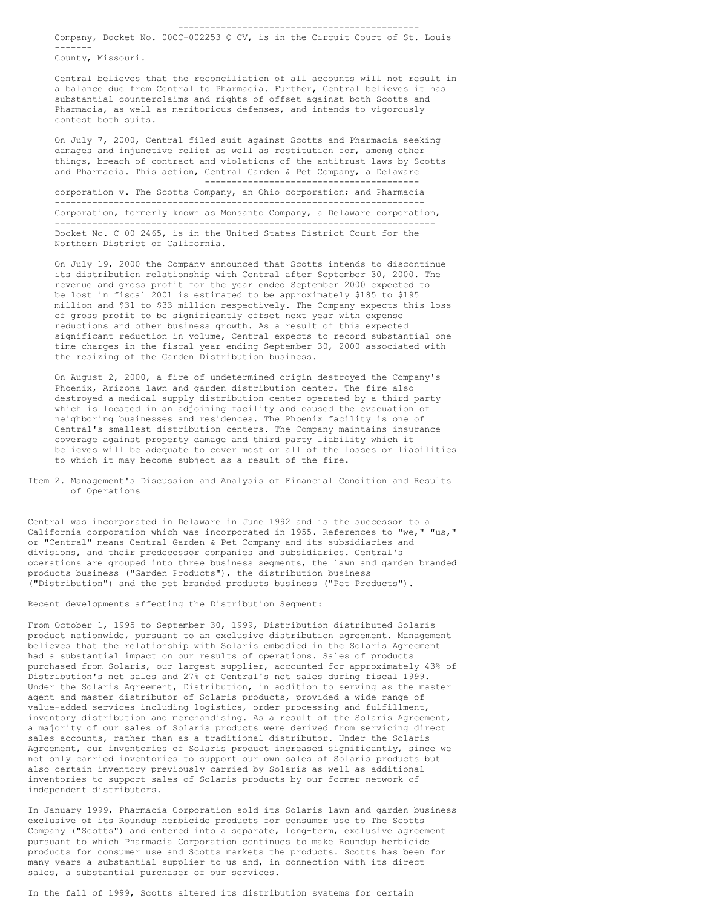Company, Docket No. 00CC-002253 Q CV, is in the Circuit Court of St. Louis County, Missouri.

Central believes that the reconciliation of all accounts will not result in a balance due from Central to Pharmacia. Further, Central believes it has substantial counterclaims and rights of offset against both Scotts and Pharmacia, as well as meritorious defenses, and intends to vigorously contest both suits.

On July 7, 2000, Central filed suit against Scotts and Pharmacia seeking damages and injunctive relief as well as restitution for, among other things, breach of contract and violations of the antitrust laws by Scotts and Pharmacia. This action, Central Garden & Pet Company, a Delaware corporation v. The Scotts Company, an Ohio corporation; and Pharmacia Corporation, formerly known as Monsanto Company, a Delaware corporation, Docket No. C 00 2465, is in the United States District Court for the Northern District of California.

On July 19, 2000 the Company announced that Scotts intends to discontinue its distribution relationship with Central after September 30, 2000. The revenue and gross profit for the year ended September 2000 expected to be lost in fiscal 2001 is estimated to be approximately $185 to $195 million and $31 to $33 million respectively. The Company expects this loss of gross profit to be significantly offset next year with expense reductions and other business growth. As a result of this expected significant reduction in volume, Central expects to record substantial one time charges in the fiscal year ending September 30, 2000 associated with the resizing of the Garden Distribution business.

On August 2, 2000, a fire of undetermined origin destroyed the Company's Phoenix, Arizona lawn and garden distribution center. The fire also destroyed a medical supply distribution center operated by a third party which is located in an adjoining facility and caused the evacuation of neighboring businesses and residences. The Phoenix facility is one of Central's smallest distribution centers. The Company maintains insurance coverage against property damage and third party liability which it believes will be adequate to cover most or all of the losses or liabilities to which it may become subject as a result of the fire.

## Item 2. Management's Discussion and Analysis of Financial Condition and Results of Operations

Central was incorporated in Delaware in June 1992 and is the successor to a California corporation which was incorporated in 1955. References to "we," "us," or "Central" means Central Garden & Pet Company and its subsidiaries and divisions, and their predecessor companies and subsidiaries. Central's operations are grouped into three business segments, the lawn and garden branded products business ("Garden Products"), the distribution business ("Distribution") and the pet branded products business ("Pet Products").

Recent developments affecting the Distribution Segment:

From October 1, 1995 to September 30, 1999, Distribution distributed Solaris product nationwide, pursuant to an exclusive distribution agreement. Management believes that the relationship with Solaris embodied in the Solaris Agreement had a substantial impact on our results of operations. Sales of products purchased from Solaris, our largest supplier, accounted for approximately 43% of Distribution's net sales and 27% of Central's net sales during fiscal 1999. Under the Solaris Agreement, Distribution, in addition to serving as the master agent and master distributor of Solaris products, provided a wide range of value-added services including logistics, order processing and fulfillment, inventory distribution and merchandising. As a result of the Solaris Agreement, a majority of our sales of Solaris products were derived from servicing direct sales accounts, rather than as a traditional distributor. Under the Solaris Agreement, our inventories of Solaris product increased significantly, since we not only carried inventories to support our own sales of Solaris products but also certain inventory previously carried by Solaris as well as additional inventories to support sales of Solaris products by our former network of independent distributors.

In January 1999, Pharmacia Corporation sold its Solaris lawn and garden business exclusive of its Roundup herbicide products for consumer use to The Scotts Company ("Scotts") and entered into a separate, long-term, exclusive agreement pursuant to which Pharmacia Corporation continues to make Roundup herbicide products for consumer use and Scotts markets the products. Scotts has been for many years a substantial supplier to us and, in connection with its direct sales, a substantial purchaser of our services.

In the fall of 1999, Scotts altered its distribution systems for certain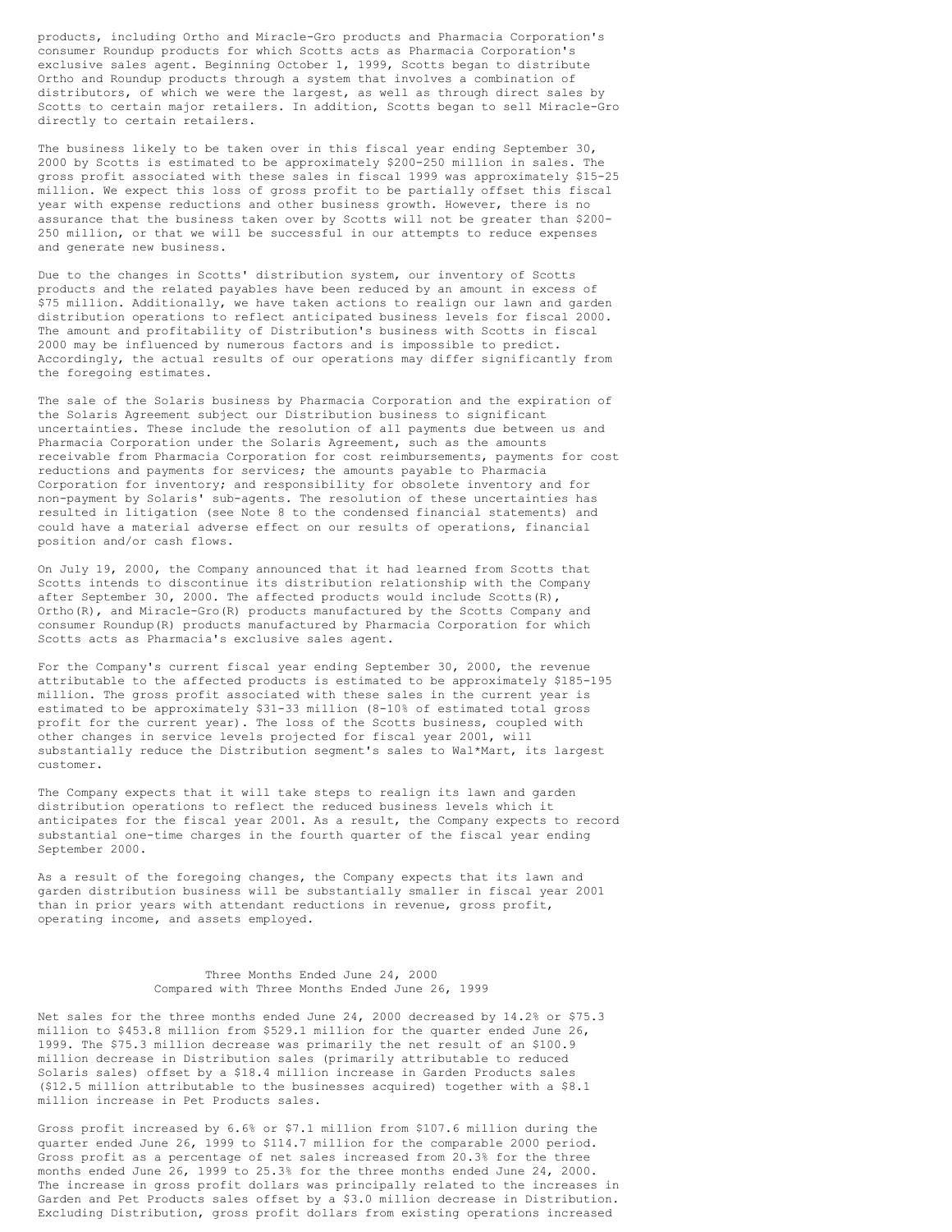products, including Ortho and Miracle-Gro products and Pharmacia Corporation's consumer Roundup products for which Scotts acts as Pharmacia Corporation's exclusive sales agent. Beginning October 1, 1999, Scotts began to distribute Ortho and Roundup products through a system that involves a combination of distributors, of which we were the largest, as well as through direct sales by Scotts to certain major retailers. In addition, Scotts began to sell Miracle-Gro directly to certain retailers.

The business likely to be taken over in this fiscal year ending September 30, 2000 by Scotts is estimated to be approximately $200-250 million in sales. The gross profit associated with these sales in fiscal 1999 was approximately $15-25 million. We expect this loss of gross profit to be partially offset this fiscal year with expense reductions and other business growth. However, there is no assurance that the business taken over by Scotts will not be greater than $200-250 million, or that we will be successful in our attempts to reduce expenses and generate new business.

Due to the changes in Scotts' distribution system, our inventory of Scotts products and the related payables have been reduced by an amount in excess of $75 million. Additionally, we have taken actions to realign our lawn and garden distribution operations to reflect anticipated business levels for fiscal 2000. The amount and profitability of Distribution's business with Scotts in fiscal 2000 may be influenced by numerous factors and is impossible to predict. Accordingly, the actual results of our operations may differ significantly from the foregoing estimates.

The sale of the Solaris business by Pharmacia Corporation and the expiration of the Solaris Agreement subject our Distribution business to significant uncertainties. These include the resolution of all payments due between us and Pharmacia Corporation under the Solaris Agreement, such as the amounts receivable from Pharmacia Corporation for cost reimbursements, payments for cost reductions and payments for services; the amounts payable to Pharmacia Corporation for inventory; and responsibility for obsolete inventory and for non-payment by Solaris' sub-agents. The resolution of these uncertainties has resulted in litigation (see Note 8 to the condensed financial statements) and could have a material adverse effect on our results of operations, financial position and/or cash flows.

On July 19, 2000, the Company announced that it had learned from Scotts that Scotts intends to discontinue its distribution relationship with the Company after September 30, 2000. The affected products would include Scotts(R), Ortho(R), and Miracle-Gro(R) products manufactured by the Scotts Company and consumer Roundup(R) products manufactured by Pharmacia Corporation for which Scotts acts as Pharmacia's exclusive sales agent.

For the Company's current fiscal year ending September 30, 2000, the revenue attributable to the affected products is estimated to be approximately $185-195 million. The gross profit associated with these sales in the current year is estimated to be approximately $31-33 million (8-10% of estimated total gross profit for the current year). The loss of the Scotts business, coupled with other changes in service levels projected for fiscal year 2001, will substantially reduce the Distribution segment's sales to Wal*Mart, its largest customer.

The Company expects that it will take steps to realign its lawn and garden distribution operations to reflect the reduced business levels which it anticipates for the fiscal year 2001. As a result, the Company expects to record substantial one-time charges in the fourth quarter of the fiscal year ending September 2000.

As a result of the foregoing changes, the Company expects that its lawn and garden distribution business will be substantially smaller in fiscal year 2001 than in prior years with attendant reductions in revenue, gross profit, operating income, and assets employed.

## Three Months Ended June 24, 2000 Compared with Three Months Ended June 26, 1999

Net sales for the three months ended June 24, 2000 decreased by 14.2% or $75.3 million to $453.8 million from $529.1 million for the quarter ended June 26, 1999. The $75.3 million decrease was primarily the net result of an $100.9 million decrease in Distribution sales (primarily attributable to reduced Solaris sales) offset by a $18.4 million increase in Garden Products sales ($12.5 million attributable to the businesses acquired) together with a $8.1 million increase in Pet Products sales.

Gross profit increased by 6.6% or $7.1 million from $107.6 million during the quarter ended June 26, 1999 to $114.7 million for the comparable 2000 period. Gross profit as a percentage of net sales increased from 20.3% for the three months ended June 26, 1999 to 25.3% for the three months ended June 24, 2000. The increase in gross profit dollars was principally related to the increases in Garden and Pet Products sales offset by a $3.0 million decrease in Distribution. Excluding Distribution, gross profit dollars from existing operations increased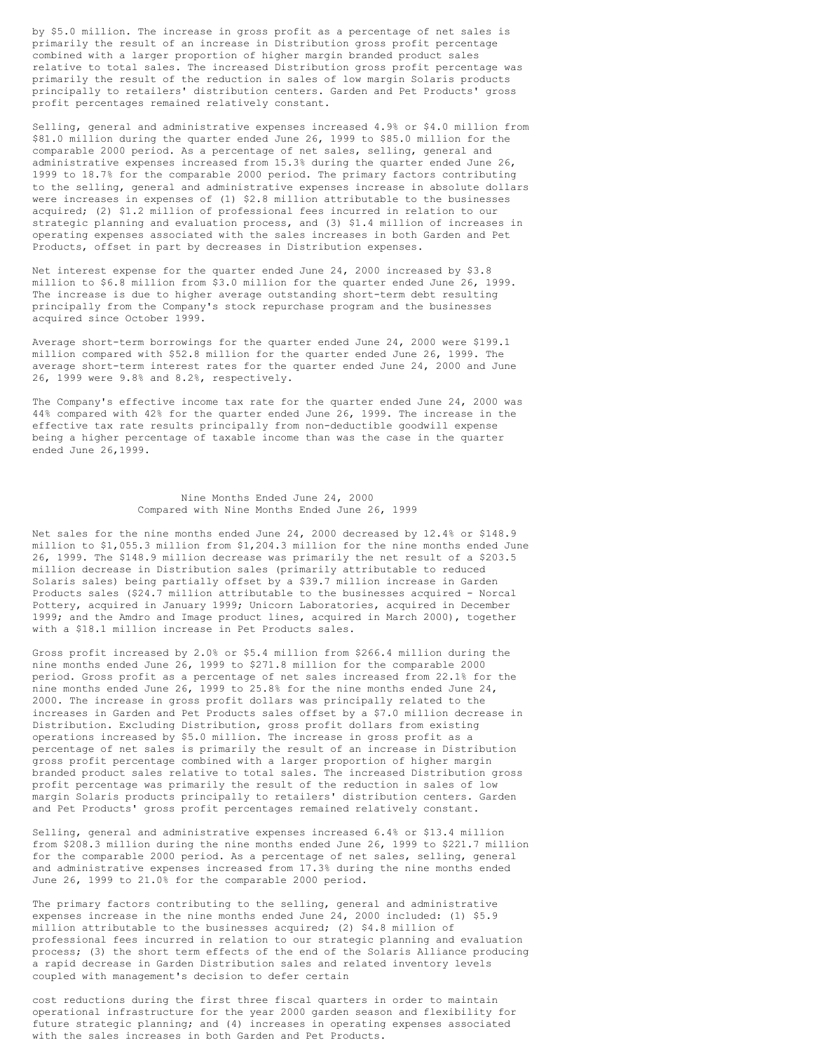by $5.0 million. The increase in gross profit as a percentage of net sales is primarily the result of an increase in Distribution gross profit percentage combined with a larger proportion of higher margin branded product sales relative to total sales. The increased Distribution gross profit percentage was primarily the result of the reduction in sales of low margin Solaris products principally to retailers' distribution centers. Garden and Pet Products' gross profit percentages remained relatively constant.

Selling, general and administrative expenses increased 4.9% or $4.0 million from $81.0 million during the quarter ended June 26, 1999 to $85.0 million for the comparable 2000 period. As a percentage of net sales, selling, general and administrative expenses increased from 15.3% during the quarter ended June 26, 1999 to 18.7% for the comparable 2000 period. The primary factors contributing to the selling, general and administrative expenses increase in absolute dollars were increases in expenses of (1) $2.8 million attributable to the businesses acquired; (2) $1.2 million of professional fees incurred in relation to our strategic planning and evaluation process, and (3) $1.4 million of increases in operating expenses associated with the sales increases in both Garden and Pet Products, offset in part by decreases in Distribution expenses.

Net interest expense for the quarter ended June 24, 2000 increased by $3.8 million to $6.8 million from $3.0 million for the quarter ended June 26, 1999. The increase is due to higher average outstanding short-term debt resulting principally from the Company's stock repurchase program and the businesses acquired since October 1999.

Average short-term borrowings for the quarter ended June 24, 2000 were $199.1 million compared with $52.8 million for the quarter ended June 26, 1999. The average short-term interest rates for the quarter ended June 24, 2000 and June 26, 1999 were 9.8% and 8.2%, respectively.

The Company's effective income tax rate for the quarter ended June 24, 2000 was 44% compared with 42% for the quarter ended June 26, 1999. The increase in the effective tax rate results principally from non-deductible goodwill expense being a higher percentage of taxable income than was the case in the quarter ended June 26,1999.

## Nine Months Ended June 24, 2000
## Compared with Nine Months Ended June 26, 1999

Net sales for the nine months ended June 24, 2000 decreased by 12.4% or $148.9 million to $1,055.3 million from $1,204.3 million for the nine months ended June 26, 1999. The $148.9 million decrease was primarily the net result of a $203.5 million decrease in Distribution sales (primarily attributable to reduced Solaris sales) being partially offset by a $39.7 million increase in Garden Products sales ($24.7 million attributable to the businesses acquired - Norcal Pottery, acquired in January 1999; Unicorn Laboratories, acquired in December 1999; and the Amdro and Image product lines, acquired in March 2000), together with a $18.1 million increase in Pet Products sales.

Gross profit increased by 2.0% or $5.4 million from $266.4 million during the nine months ended June 26, 1999 to $271.8 million for the comparable 2000 period. Gross profit as a percentage of net sales increased from 22.1% for the nine months ended June 26, 1999 to 25.8% for the nine months ended June 24, 2000. The increase in gross profit dollars was principally related to the increases in Garden and Pet Products sales offset by a $7.0 million decrease in Distribution. Excluding Distribution, gross profit dollars from existing operations increased by $5.0 million. The increase in gross profit as a percentage of net sales is primarily the result of an increase in Distribution gross profit percentage combined with a larger proportion of higher margin branded product sales relative to total sales. The increased Distribution gross profit percentage was primarily the result of the reduction in sales of low margin Solaris products principally to retailers' distribution centers. Garden and Pet Products' gross profit percentages remained relatively constant.

Selling, general and administrative expenses increased 6.4% or $13.4 million from $208.3 million during the nine months ended June 26, 1999 to $221.7 million for the comparable 2000 period. As a percentage of net sales, selling, general and administrative expenses increased from 17.3% during the nine months ended June 26, 1999 to 21.0% for the comparable 2000 period.

The primary factors contributing to the selling, general and administrative expenses increase in the nine months ended June 24, 2000 included: (1) $5.9 million attributable to the businesses acquired; (2) $4.8 million of professional fees incurred in relation to our strategic planning and evaluation process; (3) the short term effects of the end of the Solaris Alliance producing a rapid decrease in Garden Distribution sales and related inventory levels coupled with management's decision to defer certain cost reductions during the first three fiscal quarters in order to maintain operational infrastructure for the year 2000 garden season and flexibility for future strategic planning; and (4) increases in operating expenses associated with the sales increases in both Garden and Pet Products.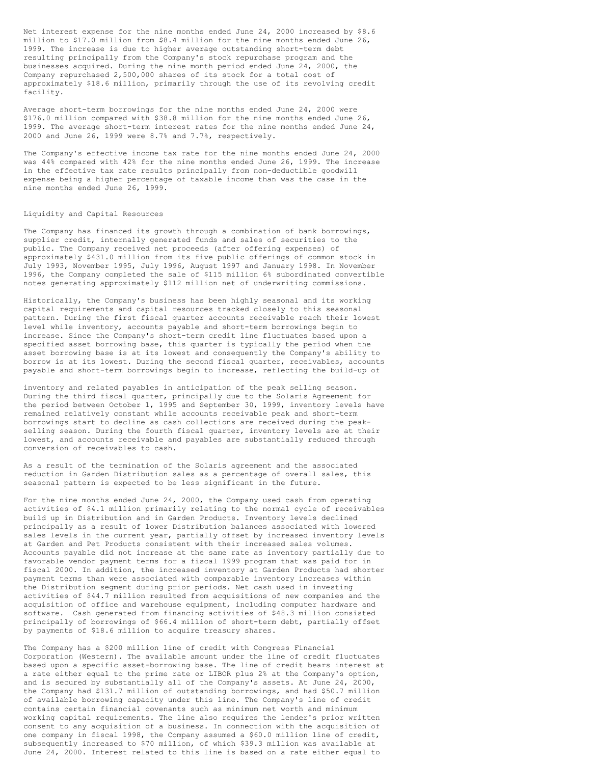Net interest expense for the nine months ended June 24, 2000 increased by $8.6 million to $17.0 million from $8.4 million for the nine months ended June 26, 1999. The increase is due to higher average outstanding short-term debt resulting principally from the Company's stock repurchase program and the businesses acquired. During the nine month period ended June 24, 2000, the Company repurchased 2,500,000 shares of its stock for a total cost of approximately $18.6 million, primarily through the use of its revolving credit facility.

Average short-term borrowings for the nine months ended June 24, 2000 were $176.0 million compared with $38.8 million for the nine months ended June 26, 1999. The average short-term interest rates for the nine months ended June 24, 2000 and June 26, 1999 were 8.7% and 7.7%, respectively.

The Company's effective income tax rate for the nine months ended June 24, 2000 was 44% compared with 42% for the nine months ended June 26, 1999. The increase in the effective tax rate results principally from non-deductible goodwill expense being a higher percentage of taxable income than was the case in the nine months ended June 26, 1999.

## Liquidity and Capital Resources

The Company has financed its growth through a combination of bank borrowings, supplier credit, internally generated funds and sales of securities to the public. The Company received net proceeds (after offering expenses) of approximately $431.0 million from its five public offerings of common stock in July 1993, November 1995, July 1996, August 1997 and January 1998. In November 1996, the Company completed the sale of $115 million 6% subordinated convertible notes generating approximately $112 million net of underwriting commissions.

Historically, the Company's business has been highly seasonal and its working capital requirements and capital resources tracked closely to this seasonal pattern. During the first fiscal quarter accounts receivable reach their lowest level while inventory, accounts payable and short-term borrowings begin to increase. Since the Company's short-term credit line fluctuates based upon a specified asset borrowing base, this quarter is typically the period when the asset borrowing base is at its lowest and consequently the Company's ability to borrow is at its lowest. During the second fiscal quarter, receivables, accounts payable and short-term borrowings begin to increase, reflecting the build-up of inventory and related payables in anticipation of the peak selling season. During the third fiscal quarter, principally due to the Solaris Agreement for the period between October 1, 1995 and September 30, 1999, inventory levels have remained relatively constant while accounts receivable peak and short-term borrowings start to decline as cash collections are received during the peak-selling season. During the fourth fiscal quarter, inventory levels are at their lowest, and accounts receivable and payables are substantially reduced through conversion of receivables to cash.

As a result of the termination of the Solaris agreement and the associated reduction in Garden Distribution sales as a percentage of overall sales, this seasonal pattern is expected to be less significant in the future.

For the nine months ended June 24, 2000, the Company used cash from operating activities of $4.1 million primarily relating to the normal cycle of receivables build up in Distribution and in Garden Products. Inventory levels declined principally as a result of lower Distribution balances associated with lowered sales levels in the current year, partially offset by increased inventory levels at Garden and Pet Products consistent with their increased sales volumes. Accounts payable did not increase at the same rate as inventory partially due to favorable vendor payment terms for a fiscal 1999 program that was paid for in fiscal 2000. In addition, the increased inventory at Garden Products had shorter payment terms than were associated with comparable inventory increases within the Distribution segment during prior periods. Net cash used in investing activities of $44.7 million resulted from acquisitions of new companies and the acquisition of office and warehouse equipment, including computer hardware and software. Cash generated from financing activities of $48.3 million consisted principally of borrowings of $66.4 million of short-term debt, partially offset by payments of $18.6 million to acquire treasury shares.

The Company has a $200 million line of credit with Congress Financial Corporation (Western). The available amount under the line of credit fluctuates based upon a specific asset-borrowing base. The line of credit bears interest at a rate either equal to the prime rate or LIBOR plus 2% at the Company's option, and is secured by substantially all of the Company's assets. At June 24, 2000, the Company had $131.7 million of outstanding borrowings, and had $50.7 million of available borrowing capacity under this line. The Company's line of credit contains certain financial covenants such as minimum net worth and minimum working capital requirements. The line also requires the lender's prior written consent to any acquisition of a business. In connection with the acquisition of one company in fiscal 1998, the Company assumed a $60.0 million line of credit, subsequently increased to $70 million, of which $39.3 million was available at June 24, 2000. Interest related to this line is based on a rate either equal to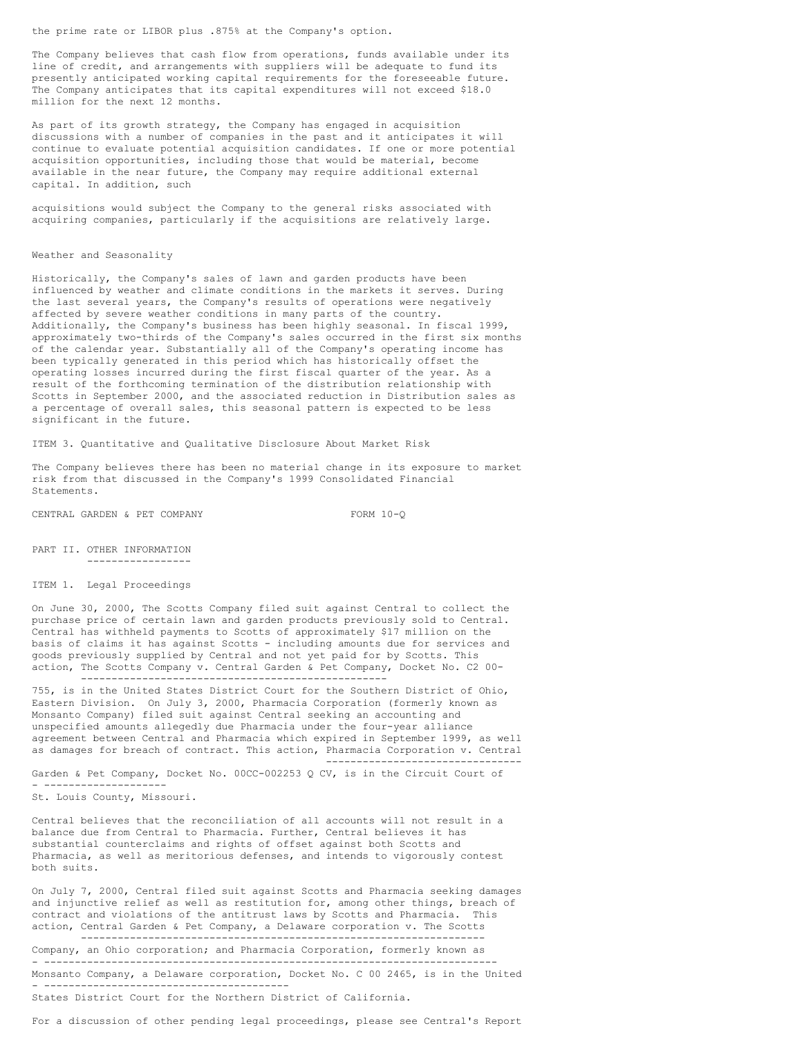the prime rate or LIBOR plus .875% at the Company's option.

The Company believes that cash flow from operations, funds available under its line of credit, and arrangements with suppliers will be adequate to fund its presently anticipated working capital requirements for the foreseeable future. The Company anticipates that its capital expenditures will not exceed $18.0 million for the next 12 months.

As part of its growth strategy, the Company has engaged in acquisition discussions with a number of companies in the past and it anticipates it will continue to evaluate potential acquisition candidates. If one or more potential acquisition opportunities, including those that would be material, become available in the near future, the Company may require additional external capital. In addition, such acquisitions would subject the Company to the general risks associated with acquiring companies, particularly if the acquisitions are relatively large.

### Weather and Seasonality

Historically, the Company's sales of lawn and garden products have been influenced by weather and climate conditions in the markets it serves. During the last several years, the Company's results of operations were negatively affected by severe weather conditions in many parts of the country. Additionally, the Company's business has been highly seasonal. In fiscal 1999, approximately two-thirds of the Company's sales occurred in the first six months of the calendar year. Substantially all of the Company's operating income has been typically generated in this period which has historically offset the operating losses incurred during the first fiscal quarter of the year. As a result of the forthcoming termination of the distribution relationship with Scotts in September 2000, and the associated reduction in Distribution sales as a percentage of overall sales, this seasonal pattern is expected to be less significant in the future.

## ITEM 3. Quantitative and Qualitative Disclosure About Market Risk

The Company believes there has been no material change in its exposure to market risk from that discussed in the Company's 1999 Consolidated Financial Statements.

CENTRAL GARDEN & PET COMPANY FORM 10-Q

# PART II. OTHER INFORMATION

## ITEM 1. Legal Proceedings

On June 30, 2000, The Scotts Company filed suit against Central to collect the purchase price of certain lawn and garden products previously sold to Central. Central has withheld payments to Scotts of approximately $17 million on the basis of claims it has against Scotts - including amounts due for services and goods previously supplied by Central and not yet paid for by Scotts. This action, _The Scotts Company v. Central Garden & Pet Company, Docket No. C2 00-755_, is in the United States District Court for the Southern District of Ohio, Eastern Division. On July 3, 2000, Pharmacia Corporation (formerly known as Monsanto Company) filed suit against Central seeking an accounting and unspecified amounts allegedly due Pharmacia under the four-year alliance agreement between Central and Pharmacia which expired in September 1999, as well as damages for breach of contract. This action, _Pharmacia Corporation v. Central Garden & Pet Company, Docket No. 00CC-002253 Q CV_, is in the Circuit Court of St. Louis County, Missouri.

Central believes that the reconciliation of all accounts will not result in a balance due from Central to Pharmacia. Further, Central believes it has substantial counterclaims and rights of offset against both Scotts and Pharmacia, as well as meritorious defenses, and intends to vigorously contest both suits.

On July 7, 2000, Central filed suit against Scotts and Pharmacia seeking damages and injunctive relief as well as restitution for, among other things, breach of contract and violations of the antitrust laws by Scotts and Pharmacia. This action, _Central Garden & Pet Company, a Delaware corporation v. The Scotts Company, an Ohio corporation; and Pharmacia Corporation, formerly known as Monsanto Company, a Delaware corporation, Docket No. C 00 2465_, is in the United States District Court for the Northern District of California.

For a discussion of other pending legal proceedings, please see Central's Report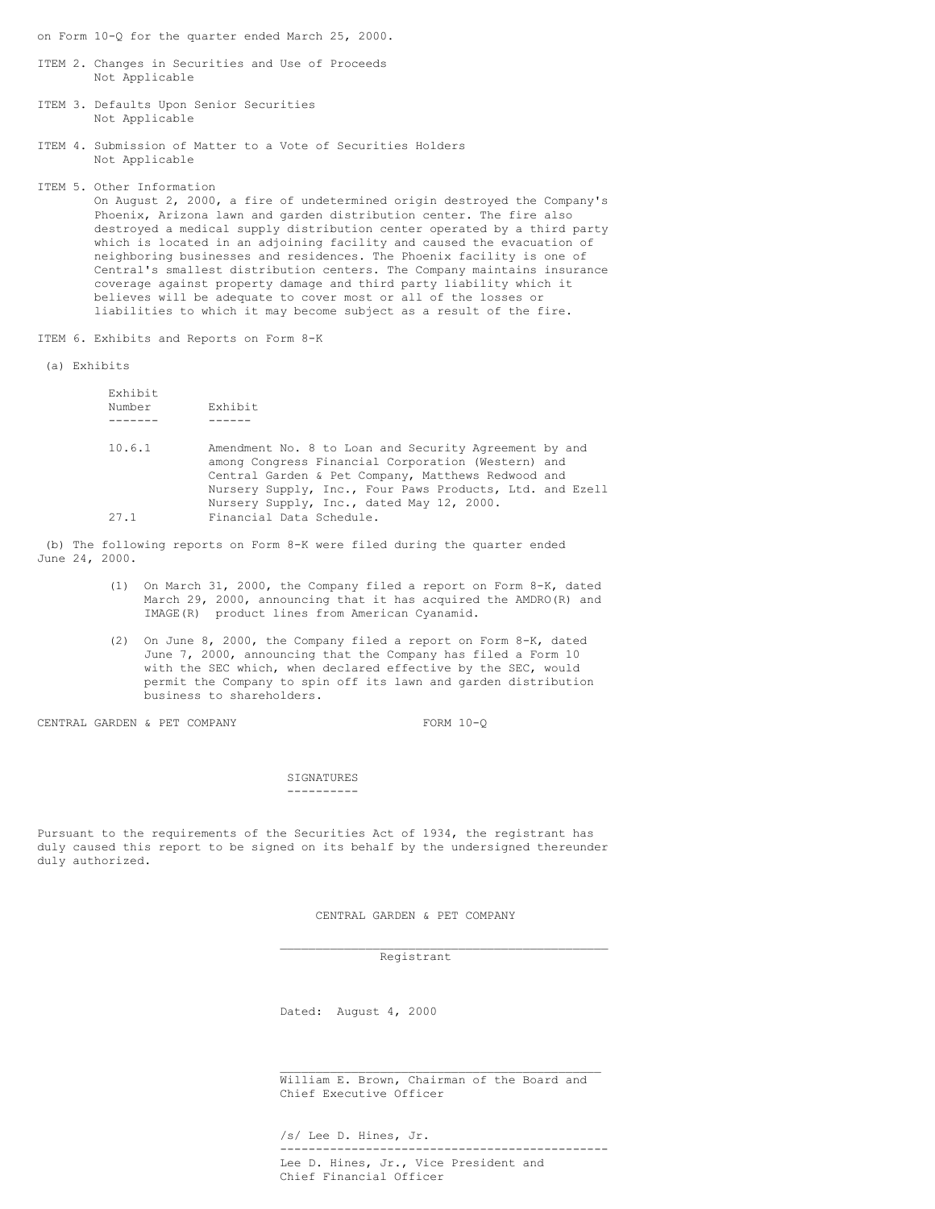on Form 10-Q for the quarter ended March 25, 2000.

ITEM 2. Changes in Securities and Use of Proceeds
Not Applicable

ITEM 3. Defaults Upon Senior Securities
Not Applicable

ITEM 4. Submission of Matter to a Vote of Securities Holders
Not Applicable

ITEM 5. Other Information
On August 2, 2000, a fire of undetermined origin destroyed the Company's Phoenix, Arizona lawn and garden distribution center. The fire also destroyed a medical supply distribution center operated by a third party which is located in an adjoining facility and caused the evacuation of neighboring businesses and residences. The Phoenix facility is one of Central's smallest distribution centers. The Company maintains insurance coverage against property damage and third party liability which it believes will be adequate to cover most or all of the losses or liabilities to which it may become subject as a result of the fire.

ITEM 6. Exhibits and Reports on Form 8-K

(a) Exhibits

| Exhibit Number | Exhibit |
|---|---|
| 10.6.1 | Amendment No. 8 to Loan and Security Agreement by and among Congress Financial Corporation (Western) and Central Garden & Pet Company, Matthews Redwood and Nursery Supply, Inc., Four Paws Products, Ltd. and Ezell Nursery Supply, Inc., dated May 12, 2000. |
| 27.1 | Financial Data Schedule. |

(b) The following reports on Form 8-K were filed during the quarter ended June 24, 2000.

(1) On March 31, 2000, the Company filed a report on Form 8-K, dated March 29, 2000, announcing that it has acquired the AMDRO(R) and IMAGE(R) product lines from American Cyanamid.

(2) On June 8, 2000, the Company filed a report on Form 8-K, dated June 7, 2000, announcing that the Company has filed a Form 10 with the SEC which, when declared effective by the SEC, would permit the Company to spin off its lawn and garden distribution business to shareholders.

## SIGNATURES

Pursuant to the requirements of the Securities Act of 1934, the registrant has duly caused this report to be signed on its behalf by the undersigned thereunder duly authorized.

CENTRAL GARDEN & PET COMPANY

_____________________________________________
Registrant

Dated: August 4, 2000

_____________________________________________
William E. Brown, Chairman of the Board and Chief Executive Officer

/s/ Lee D. Hines, Jr.
_____________________________________________
Lee D. Hines, Jr., Vice President and Chief Financial Officer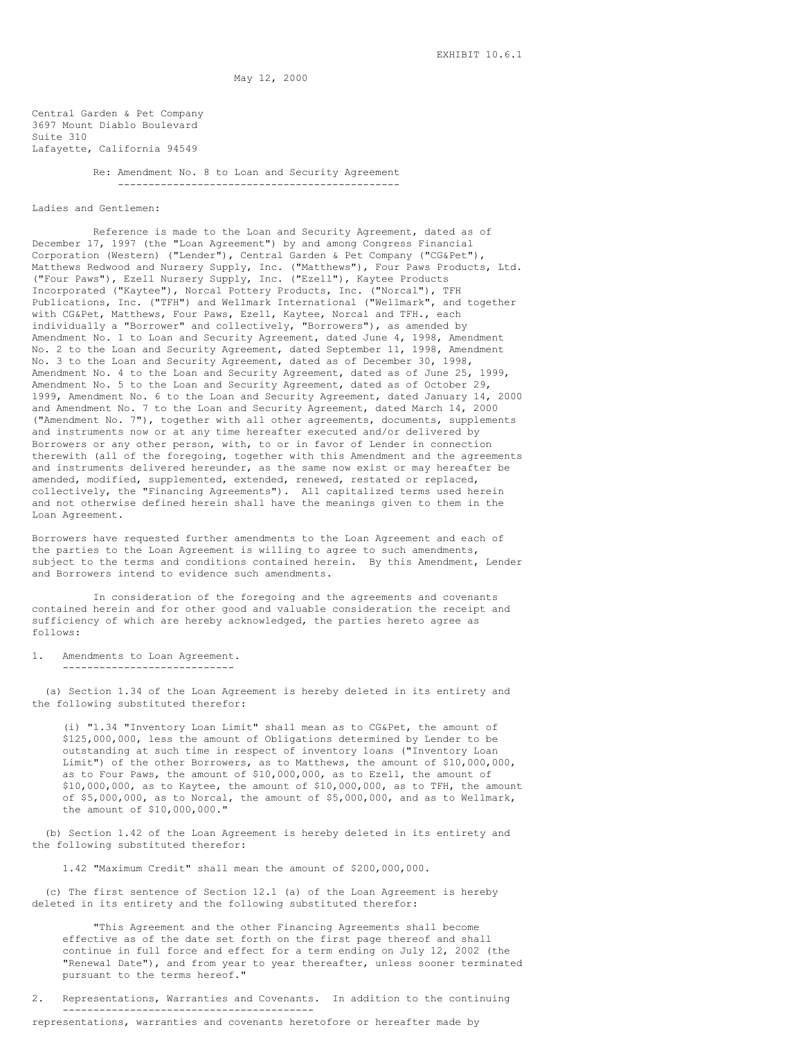EXHIBIT 10.6.1

May 12, 2000

Central Garden & Pet Company
3697 Mount Diablo Boulevard
Suite 310
Lafayette, California 94549

Re: Amendment No. 8 to Loan and Security Agreement

Ladies and Gentlemen:

Reference is made to the Loan and Security Agreement, dated as of December 17, 1997 (the "Loan Agreement") by and among Congress Financial Corporation (Western) ("Lender"), Central Garden & Pet Company ("CG&Pet"), Matthews Redwood and Nursery Supply, Inc. ("Matthews"), Four Paws Products, Ltd. ("Four Paws"), Ezell Nursery Supply, Inc. ("Ezell"), Kaytee Products Incorporated ("Kaytee"), Norcal Pottery Products, Inc. ("Norcal"), TFH Publications, Inc. ("TFH") and Wellmark International ("Wellmark", and together with CG&Pet, Matthews, Four Paws, Ezell, Kaytee, Norcal and TFH., each individually a "Borrower" and collectively, "Borrowers"), as amended by Amendment No. 1 to Loan and Security Agreement, dated June 4, 1998, Amendment No. 2 to the Loan and Security Agreement, dated September 11, 1998, Amendment No. 3 to the Loan and Security Agreement, dated as of December 30, 1998, Amendment No. 4 to the Loan and Security Agreement, dated as of June 25, 1999, Amendment No. 5 to the Loan and Security Agreement, dated as of October 29, 1999, Amendment No. 6 to the Loan and Security Agreement, dated January 14, 2000 and Amendment No. 7 to the Loan and Security Agreement, dated March 14, 2000 ("Amendment No. 7"), together with all other agreements, documents, supplements and instruments now or at any time hereafter executed and/or delivered by Borrowers or any other person, with, to or in favor of Lender in connection therewith (all of the foregoing, together with this Amendment and the agreements and instruments delivered hereunder, as the same now exist or may hereafter be amended, modified, supplemented, extended, renewed, restated or replaced, collectively, the "Financing Agreements"). All capitalized terms used herein and not otherwise defined herein shall have the meanings given to them in the Loan Agreement.

Borrowers have requested further amendments to the Loan Agreement and each of the parties to the Loan Agreement is willing to agree to such amendments, subject to the terms and conditions contained herein. By this Amendment, Lender and Borrowers intend to evidence such amendments.

In consideration of the foregoing and the agreements and covenants contained herein and for other good and valuable consideration the receipt and sufficiency of which are hereby acknowledged, the parties hereto agree as follows:

1. Amendments to Loan Agreement.

(a) Section 1.34 of the Loan Agreement is hereby deleted in its entirety and the following substituted therefor:

(i) "1.34 "Inventory Loan Limit" shall mean as to CG&Pet, the amount of $125,000,000, less the amount of Obligations determined by Lender to be outstanding at such time in respect of inventory loans ("Inventory Loan Limit") of the other Borrowers, as to Matthews, the amount of $10,000,000, as to Four Paws, the amount of $10,000,000, as to Ezell, the amount of $10,000,000, as to Kaytee, the amount of $10,000,000, as to TFH, the amount of $5,000,000, as to Norcal, the amount of $5,000,000, and as to Wellmark, the amount of $10,000,000."

(b) Section 1.42 of the Loan Agreement is hereby deleted in its entirety and the following substituted therefor:

1.42 "Maximum Credit" shall mean the amount of $200,000,000.

(c) The first sentence of Section 12.1 (a) of the Loan Agreement is hereby deleted in its entirety and the following substituted therefor:

"This Agreement and the other Financing Agreements shall become effective as of the date set forth on the first page thereof and shall continue in full force and effect for a term ending on July 12, 2002 (the "Renewal Date"), and from year to year thereafter, unless sooner terminated pursuant to the terms hereof."

2. Representations, Warranties and Covenants. In addition to the continuing representations, warranties and covenants heretofore or hereafter made by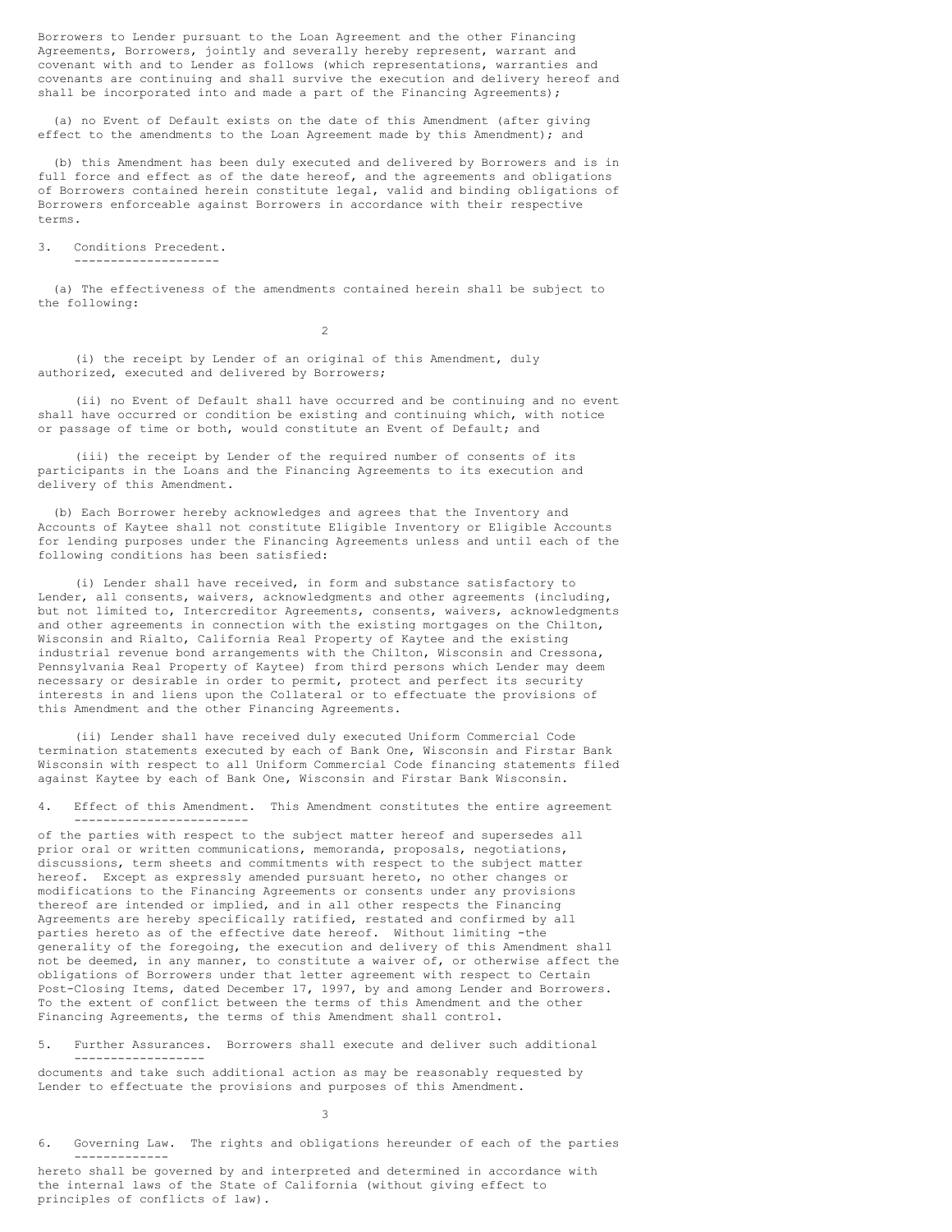Borrowers to Lender pursuant to the Loan Agreement and the other Financing Agreements, Borrowers, jointly and severally hereby represent, warrant and covenant with and to Lender as follows (which representations, warranties and covenants are continuing and shall survive the execution and delivery hereof and shall be incorporated into and made a part of the Financing Agreements);

(a) no Event of Default exists on the date of this Amendment (after giving effect to the amendments to the Loan Agreement made by this Amendment); and

(b) this Amendment has been duly executed and delivered by Borrowers and is in full force and effect as of the date hereof, and the agreements and obligations of Borrowers contained herein constitute legal, valid and binding obligations of Borrowers enforceable against Borrowers in accordance with their respective terms.

3. Conditions Precedent.

(a) The effectiveness of the amendments contained herein shall be subject to the following:

(i) the receipt by Lender of an original of this Amendment, duly authorized, executed and delivered by Borrowers;

(ii) no Event of Default shall have occurred and be continuing and no event shall have occurred or condition be existing and continuing which, with notice or passage of time or both, would constitute an Event of Default; and

(iii) the receipt by Lender of the required number of consents of its participants in the Loans and the Financing Agreements to its execution and delivery of this Amendment.

(b) Each Borrower hereby acknowledges and agrees that the Inventory and Accounts of Kaytee shall not constitute Eligible Inventory or Eligible Accounts for lending purposes under the Financing Agreements unless and until each of the following conditions has been satisfied:

(i) Lender shall have received, in form and substance satisfactory to Lender, all consents, waivers, acknowledgments and other agreements (including, but not limited to, Intercreditor Agreements, consents, waivers, acknowledgments and other agreements in connection with the existing mortgages on the Chilton, Wisconsin and Rialto, California Real Property of Kaytee and the existing industrial revenue bond arrangements with the Chilton, Wisconsin and Cressona, Pennsylvania Real Property of Kaytee) from third persons which Lender may deem necessary or desirable in order to permit, protect and perfect its security interests in and liens upon the Collateral or to effectuate the provisions of this Amendment and the other Financing Agreements.

(ii) Lender shall have received duly executed Uniform Commercial Code termination statements executed by each of Bank One, Wisconsin and Firstar Bank Wisconsin with respect to all Uniform Commercial Code financing statements filed against Kaytee by each of Bank One, Wisconsin and Firstar Bank Wisconsin.

4. Effect of this Amendment. This Amendment constitutes the entire agreement of the parties with respect to the subject matter hereof and supersedes all prior oral or written communications, memoranda, proposals, negotiations, discussions, term sheets and commitments with respect to the subject matter hereof. Except as expressly amended pursuant hereto, no other changes or modifications to the Financing Agreements or consents under any provisions thereof are intended or implied, and in all other respects the Financing Agreements are hereby specifically ratified, restated and confirmed by all parties hereto as of the effective date hereof. Without limiting -the generality of the foregoing, the execution and delivery of this Amendment shall not be deemed, in any manner, to constitute a waiver of, or otherwise affect the obligations of Borrowers under that letter agreement with respect to Certain Post-Closing Items, dated December 17, 1997, by and among Lender and Borrowers. To the extent of conflict between the terms of this Amendment and the other Financing Agreements, the terms of this Amendment shall control.

5. Further Assurances. Borrowers shall execute and deliver such additional documents and take such additional action as may be reasonably requested by Lender to effectuate the provisions and purposes of this Amendment.

6. Governing Law. The rights and obligations hereunder of each of the parties hereto shall be governed by and interpreted and determined in accordance with the internal laws of the State of California (without giving effect to principles of conflicts of law).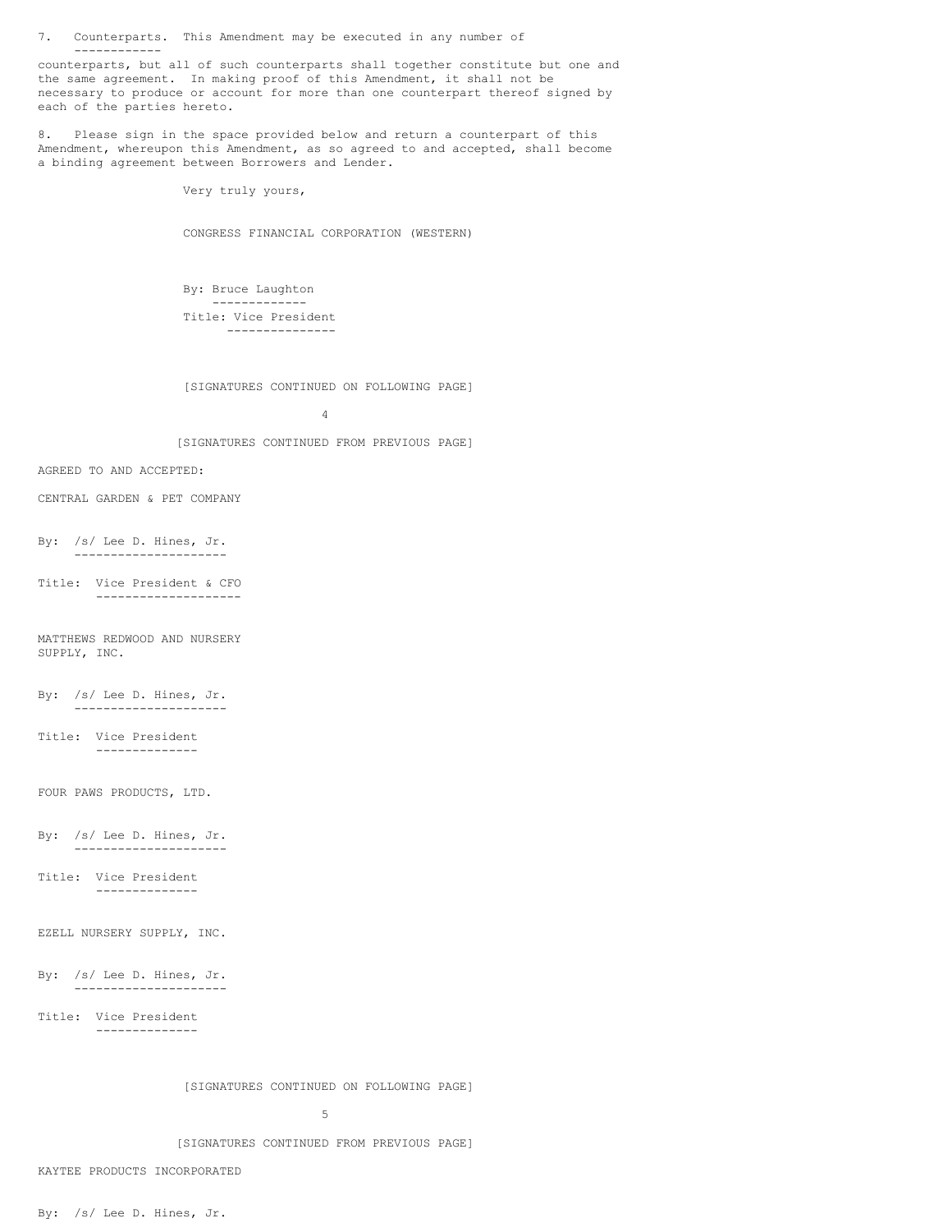7. Counterparts. This Amendment may be executed in any number of counterparts, but all of such counterparts shall together constitute but one and the same agreement. In making proof of this Amendment, it shall not be necessary to produce or account for more than one counterpart thereof signed by each of the parties hereto.

8. Please sign in the space provided below and return a counterpart of this Amendment, whereupon this Amendment, as so agreed to and accepted, shall become a binding agreement between Borrowers and Lender.

Very truly yours,

CONGRESS FINANCIAL CORPORATION (WESTERN)

By: Bruce Laughton

Title: Vice President

[SIGNATURES CONTINUED ON FOLLOWING PAGE]

[SIGNATURES CONTINUED FROM PREVIOUS PAGE]

AGREED TO AND ACCEPTED:

CENTRAL GARDEN & PET COMPANY

By: /s/ Lee D. Hines, Jr.

Title: Vice President & CFO

MATTHEWS REDWOOD AND NURSERY SUPPLY, INC.

By: /s/ Lee D. Hines, Jr.

Title: Vice President

FOUR PAWS PRODUCTS, LTD.

By: /s/ Lee D. Hines, Jr.

Title: Vice President

EZELL NURSERY SUPPLY, INC.

By: /s/ Lee D. Hines, Jr.

Title: Vice President

[SIGNATURES CONTINUED ON FOLLOWING PAGE]

[SIGNATURES CONTINUED FROM PREVIOUS PAGE]

KAYTEE PRODUCTS INCORPORATED

By: /s/ Lee D. Hines, Jr.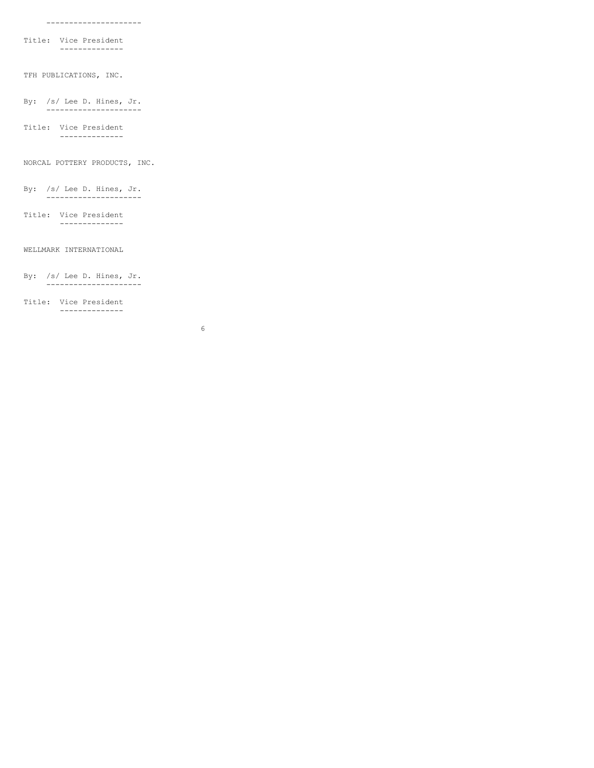---------------------

Title: Vice President

TFH PUBLICATIONS, INC.

By: /s/ Lee D. Hines, Jr.

Title: Vice President

NORCAL POTTERY PRODUCTS, INC.

By: /s/ Lee D. Hines, Jr.

Title: Vice President

WELLMARK INTERNATIONAL

By: /s/ Lee D. Hines, Jr.

Title: Vice President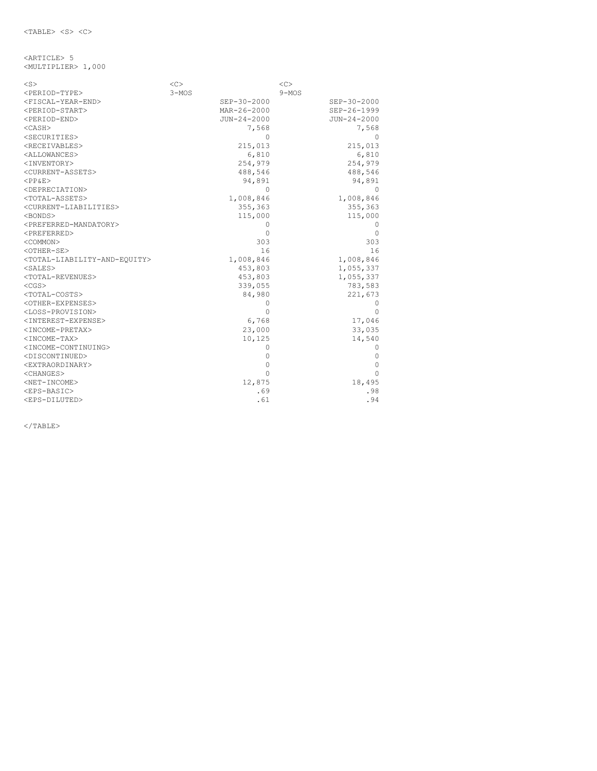<TABLE> <S> <C>

<ARTICLE> 5
<MULTIPLIER> 1,000

| <S> | <C> | <C> |
|---|---|---|
| <PERIOD-TYPE> | 3-MOS | 9-MOS |
| <FISCAL-YEAR-END> | SEP-30-2000 | SEP-30-2000 |
| <PERIOD-START> | MAR-26-2000 | SEP-26-1999 |
| <PERIOD-END> | JUN-24-2000 | JUN-24-2000 |
| <CASH> | 7,568 | 7,568 |
| <SECURITIES> | 0 | 0 |
| <RECEIVABLES> | 215,013 | 215,013 |
| <ALLOWANCES> | 6,810 | 6,810 |
| <INVENTORY> | 254,979 | 254,979 |
| <CURRENT-ASSETS> | 488,546 | 488,546 |
| <PP&E> | 94,891 | 94,891 |
| <DEPRECIATION> | 0 | 0 |
| <TOTAL-ASSETS> | 1,008,846 | 1,008,846 |
| <CURRENT-LIABILITIES> | 355,363 | 355,363 |
| <BONDS> | 115,000 | 115,000 |
| <PREFERRED-MANDATORY> | 0 | 0 |
| <PREFERRED> | 0 | 0 |
| <COMMON> | 303 | 303 |
| <OTHER-SE> | 16 | 16 |
| <TOTAL-LIABILITY-AND-EQUITY> | 1,008,846 | 1,008,846 |
| <SALES> | 453,803 | 1,055,337 |
| <TOTAL-REVENUES> | 453,803 | 1,055,337 |
| <CGS> | 339,055 | 783,583 |
| <TOTAL-COSTS> | 84,980 | 221,673 |
| <OTHER-EXPENSES> | 0 | 0 |
| <LOSS-PROVISION> | 0 | 0 |
| <INTEREST-EXPENSE> | 6,768 | 17,046 |
| <INCOME-PRETAX> | 23,000 | 33,035 |
| <INCOME-TAX> | 10,125 | 14,540 |
| <INCOME-CONTINUING> | 0 | 0 |
| <DISCONTINUED> | 0 | 0 |
| <EXTRAORDINARY> | 0 | 0 |
| <CHANGES> | 0 | 0 |
| <NET-INCOME> | 12,875 | 18,495 |
| <EPS-BASIC> | .69 | .98 |
| <EPS-DILUTED> | .61 | .94 |

</TABLE>